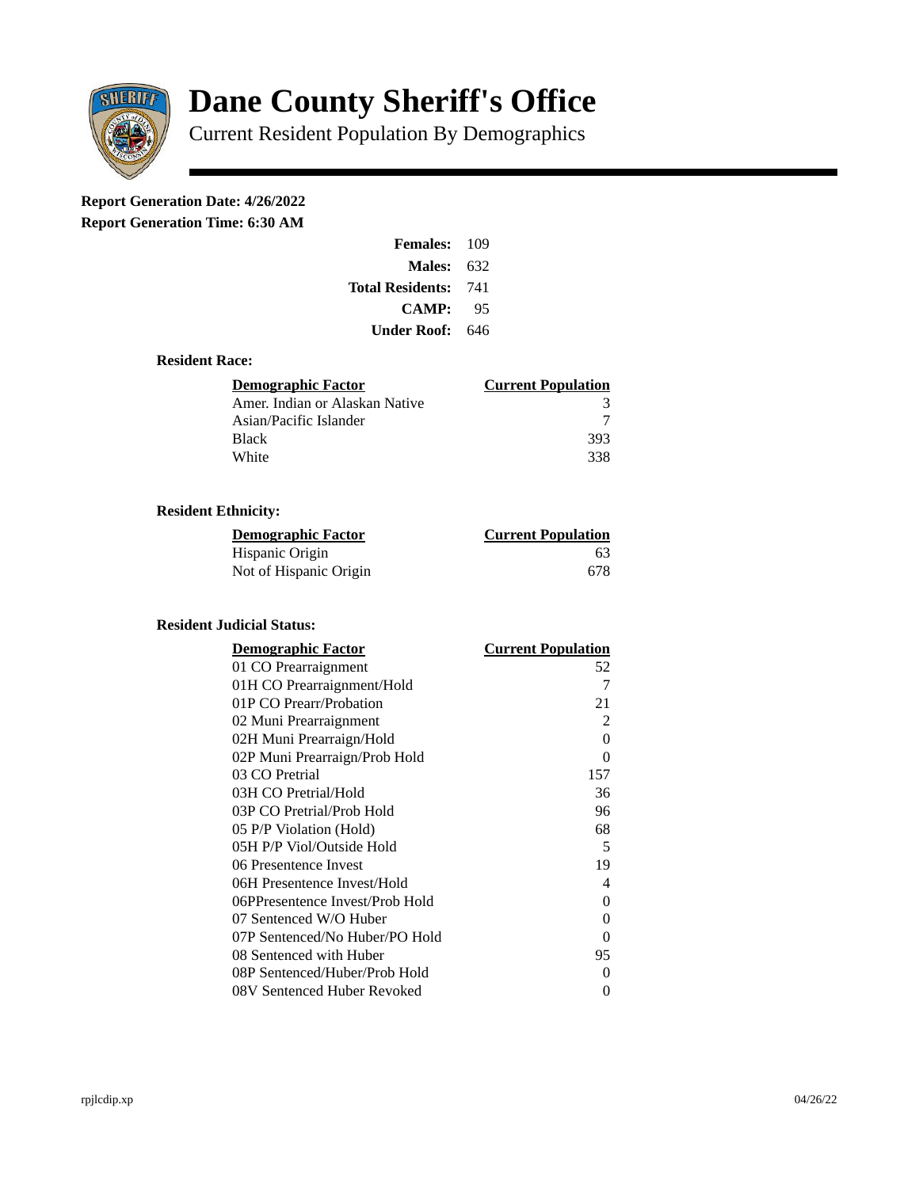# Dane County Sheriff's Office

Current Resident Population By Demographics

**Report Generation Date: 4/26/2022**

**Report Generation Time: 6:30 AM**

| | |
|---|---|
| **Females:** | 109 |
| **Males:** | 632 |
| **Total Residents:** | 741 |
| **CAMP:** | 95 |
| **Under Roof:** | 646 |

### Resident Race:

| Demographic Factor | Current Population |
|---|---|
| Amer. Indian or Alaskan Native | 3 |
| Asian/Pacific Islander | 7 |
| Black | 393 |
| White | 338 |

### Resident Ethnicity:

| Demographic Factor | Current Population |
|---|---|
| Hispanic Origin | 63 |
| Not of Hispanic Origin | 678 |

### Resident Judicial Status:

| Demographic Factor | Current Population |
|---|---|
| 01 CO Prearraignment | 52 |
| 01H CO Prearraignment/Hold | 7 |
| 01P CO Prearr/Probation | 21 |
| 02 Muni Prearraignment | 2 |
| 02H Muni Prearraign/Hold | 0 |
| 02P Muni Prearraign/Prob Hold | 0 |
| 03 CO Pretrial | 157 |
| 03H CO Pretrial/Hold | 36 |
| 03P CO Pretrial/Prob Hold | 96 |
| 05 P/P Violation (Hold) | 68 |
| 05H P/P Viol/Outside Hold | 5 |
| 06 Presentence Invest | 19 |
| 06H Presentence Invest/Hold | 4 |
| 06PPresentence Invest/Prob Hold | 0 |
| 07 Sentenced W/O Huber | 0 |
| 07P Sentenced/No Huber/PO Hold | 0 |
| 08 Sentenced with Huber | 95 |
| 08P Sentenced/Huber/Prob Hold | 0 |
| 08V Sentenced Huber Revoked | 0 |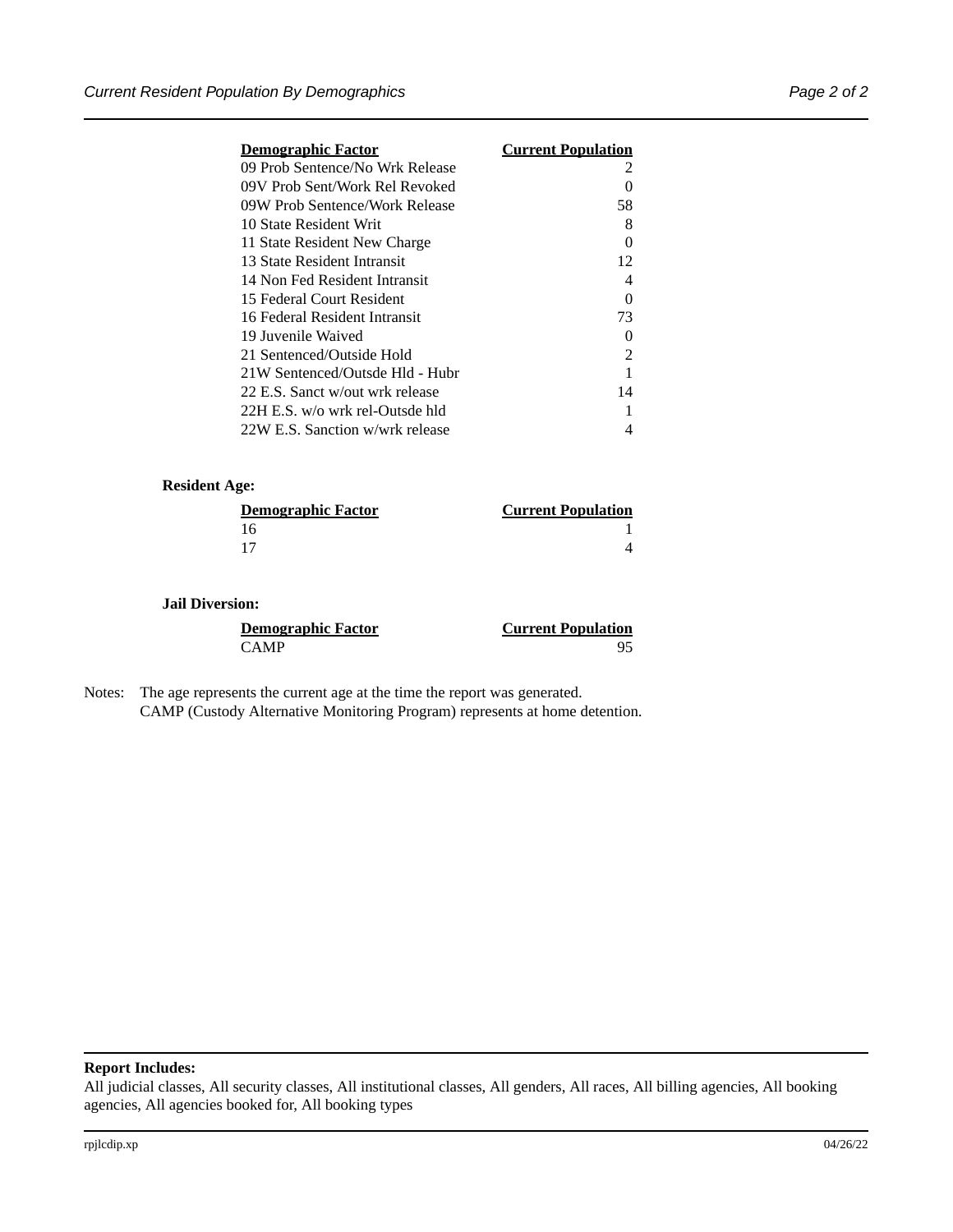| Demographic Factor | Current Population |
| --- | --- |
| 09 Prob Sentence/No Wrk Release | 2 |
| 09V Prob Sent/Work Rel Revoked | 0 |
| 09W Prob Sentence/Work Release | 58 |
| 10 State Resident Writ | 8 |
| 11 State Resident New Charge | 0 |
| 13 State Resident Intransit | 12 |
| 14 Non Fed Resident Intransit | 4 |
| 15 Federal Court Resident | 0 |
| 16 Federal Resident Intransit | 73 |
| 19 Juvenile Waived | 0 |
| 21 Sentenced/Outside Hold | 2 |
| 21W Sentenced/Outsde Hld - Hubr | 1 |
| 22 E.S. Sanct w/out wrk release | 14 |
| 22H E.S. w/o wrk rel-Outsde hld | 1 |
| 22W E.S. Sanction w/wrk release | 4 |

**Resident Age:**

| Demographic Factor | Current Population |
| --- | --- |
| 16 | 1 |
| 17 | 4 |

**Jail Diversion:**

| Demographic Factor | Current Population |
| --- | --- |
| CAMP | 95 |

Notes: The age represents the current age at the time the report was generated.
CAMP (Custody Alternative Monitoring Program) represents at home detention.

**Report Includes:**

All judicial classes, All security classes, All institutional classes, All genders, All races, All billing agencies, All booking agencies, All agencies booked for, All booking types

rpjlcdip.xp 04/26/22